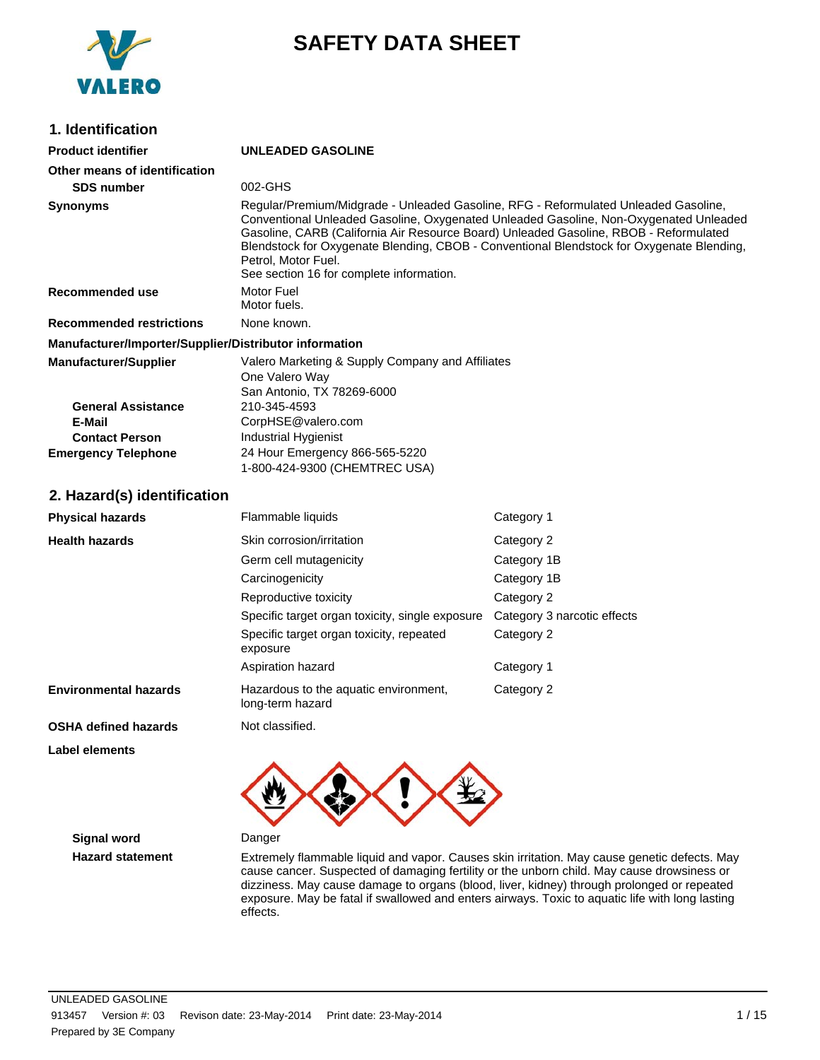# SAFETY DATA SHEET

## 1. Identification

| | |
|---|---|
| **Product identifier** | **UNLEADED GASOLINE** |
| **Other means of identification** | |
| **SDS number** | 002-GHS |
| **Synonyms** | Regular/Premium/Midgrade - Unleaded Gasoline, RFG - Reformulated Unleaded Gasoline, Conventional Unleaded Gasoline, Oxygenated Unleaded Gasoline, Non-Oxygenated Unleaded Gasoline, CARB (California Air Resource Board) Unleaded Gasoline, RBOB - Reformulated Blendstock for Oxygenate Blending, CBOB - Conventional Blendstock for Oxygenate Blending, Petrol, Motor Fuel.<br>See section 16 for complete information. |
| **Recommended use** | Motor Fuel<br>Motor fuels. |
| **Recommended restrictions** | None known. |

**Manufacturer/Importer/Supplier/Distributor information**

| | |
|---|---|
| **Manufacturer/Supplier** | Valero Marketing & Supply Company and Affiliates<br>One Valero Way<br>San Antonio, TX 78269-6000 |
| **General Assistance** | 210-345-4593 |
| **E-Mail** | CorpHSE@valero.com |
| **Contact Person** | Industrial Hygienist |
| **Emergency Telephone** | 24 Hour Emergency 866-565-5220<br>1-800-424-9300 (CHEMTREC USA) |

## 2. Hazard(s) identification

| | | |
|---|---|---|
| **Physical hazards** | Flammable liquids | Category 1 |
| **Health hazards** | Skin corrosion/irritation | Category 2 |
| | Germ cell mutagenicity | Category 1B |
| | Carcinogenicity | Category 1B |
| | Reproductive toxicity | Category 2 |
| | Specific target organ toxicity, single exposure | Category 3 narcotic effects |
| | Specific target organ toxicity, repeated exposure | Category 2 |
| | Aspiration hazard | Category 1 |
| **Environmental hazards** | Hazardous to the aquatic environment, long-term hazard | Category 2 |
| **OSHA defined hazards** | Not classified. | |

**Label elements**

| | |
|---|---|
| **Signal word** | Danger |
| **Hazard statement** | Extremely flammable liquid and vapor. Causes skin irritation. May cause genetic defects. May cause cancer. Suspected of damaging fertility or the unborn child. May cause drowsiness or dizziness. May cause damage to organs (blood, liver, kidney) through prolonged or repeated exposure. May be fatal if swallowed and enters airways. Toxic to aquatic life with long lasting effects. |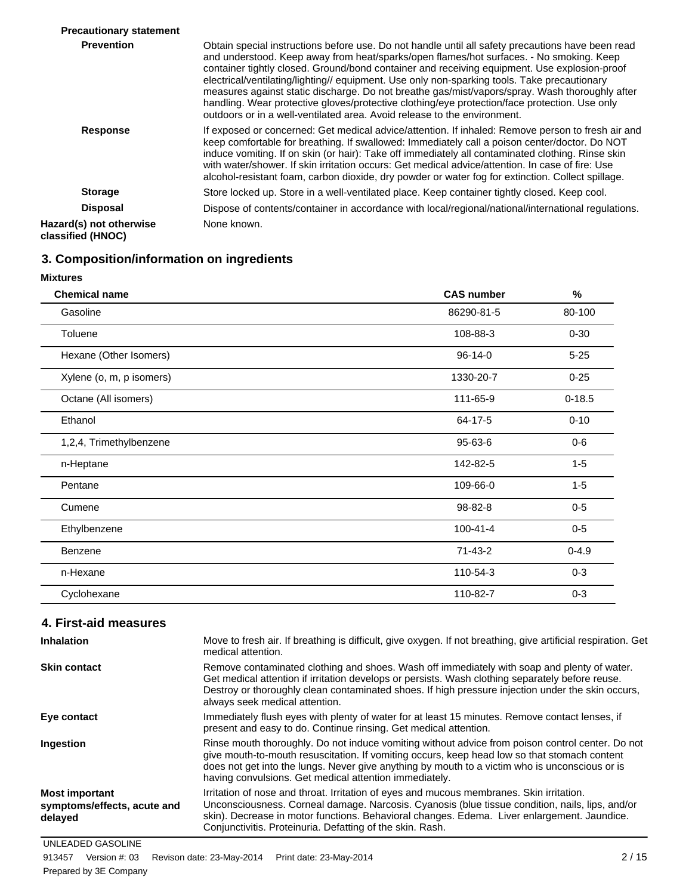**Precautionary statement**

| | |
|---|---|
| **Prevention** | Obtain special instructions before use. Do not handle until all safety precautions have been read and understood. Keep away from heat/sparks/open flames/hot surfaces. - No smoking. Keep container tightly closed. Ground/bond container and receiving equipment. Use explosion-proof electrical/ventilating/lighting// equipment. Use only non-sparking tools. Take precautionary measures against static discharge. Do not breathe gas/mist/vapors/spray. Wash thoroughly after handling. Wear protective gloves/protective clothing/eye protection/face protection. Use only outdoors or in a well-ventilated area. Avoid release to the environment. |
| **Response** | If exposed or concerned: Get medical advice/attention. If inhaled: Remove person to fresh air and keep comfortable for breathing. If swallowed: Immediately call a poison center/doctor. Do NOT induce vomiting. If on skin (or hair): Take off immediately all contaminated clothing. Rinse skin with water/shower. If skin irritation occurs: Get medical advice/attention. In case of fire: Use alcohol-resistant foam, carbon dioxide, dry powder or water fog for extinction. Collect spillage. |
| **Storage** | Store locked up. Store in a well-ventilated place. Keep container tightly closed. Keep cool. |
| **Disposal** | Dispose of contents/container in accordance with local/regional/national/international regulations. |
| **Hazard(s) not otherwise classified (HNOC)** | None known. |

## 3. Composition/information on ingredients

**Mixtures**

| Chemical name | CAS number | % |
|---|---|---|
| Gasoline | 86290-81-5 | 80-100 |
| Toluene | 108-88-3 | 0-30 |
| Hexane (Other Isomers) | 96-14-0 | 5-25 |
| Xylene (o, m, p isomers) | 1330-20-7 | 0-25 |
| Octane (All isomers) | 111-65-9 | 0-18.5 |
| Ethanol | 64-17-5 | 0-10 |
| 1,2,4, Trimethylbenzene | 95-63-6 | 0-6 |
| n-Heptane | 142-82-5 | 1-5 |
| Pentane | 109-66-0 | 1-5 |
| Cumene | 98-82-8 | 0-5 |
| Ethylbenzene | 100-41-4 | 0-5 |
| Benzene | 71-43-2 | 0-4.9 |
| n-Hexane | 110-54-3 | 0-3 |
| Cyclohexane | 110-82-7 | 0-3 |

## 4. First-aid measures

| | |
|---|---|
| **Inhalation** | Move to fresh air. If breathing is difficult, give oxygen. If not breathing, give artificial respiration. Get medical attention. |
| **Skin contact** | Remove contaminated clothing and shoes. Wash off immediately with soap and plenty of water. Get medical attention if irritation develops or persists. Wash clothing separately before reuse. Destroy or thoroughly clean contaminated shoes. If high pressure injection under the skin occurs, always seek medical attention. |
| **Eye contact** | Immediately flush eyes with plenty of water for at least 15 minutes. Remove contact lenses, if present and easy to do. Continue rinsing. Get medical attention. |
| **Ingestion** | Rinse mouth thoroughly. Do not induce vomiting without advice from poison control center. Do not give mouth-to-mouth resuscitation. If vomiting occurs, keep head low so that stomach content does not get into the lungs. Never give anything by mouth to a victim who is unconscious or is having convulsions. Get medical attention immediately. |
| **Most important symptoms/effects, acute and delayed** | Irritation of nose and throat. Irritation of eyes and mucous membranes. Skin irritation. Unconsciousness. Corneal damage. Narcosis. Cyanosis (blue tissue condition, nails, lips, and/or skin). Decrease in motor functions. Behavioral changes. Edema. Liver enlargement. Jaundice. Conjunctivitis. Proteinuria. Defatting of the skin. Rash. |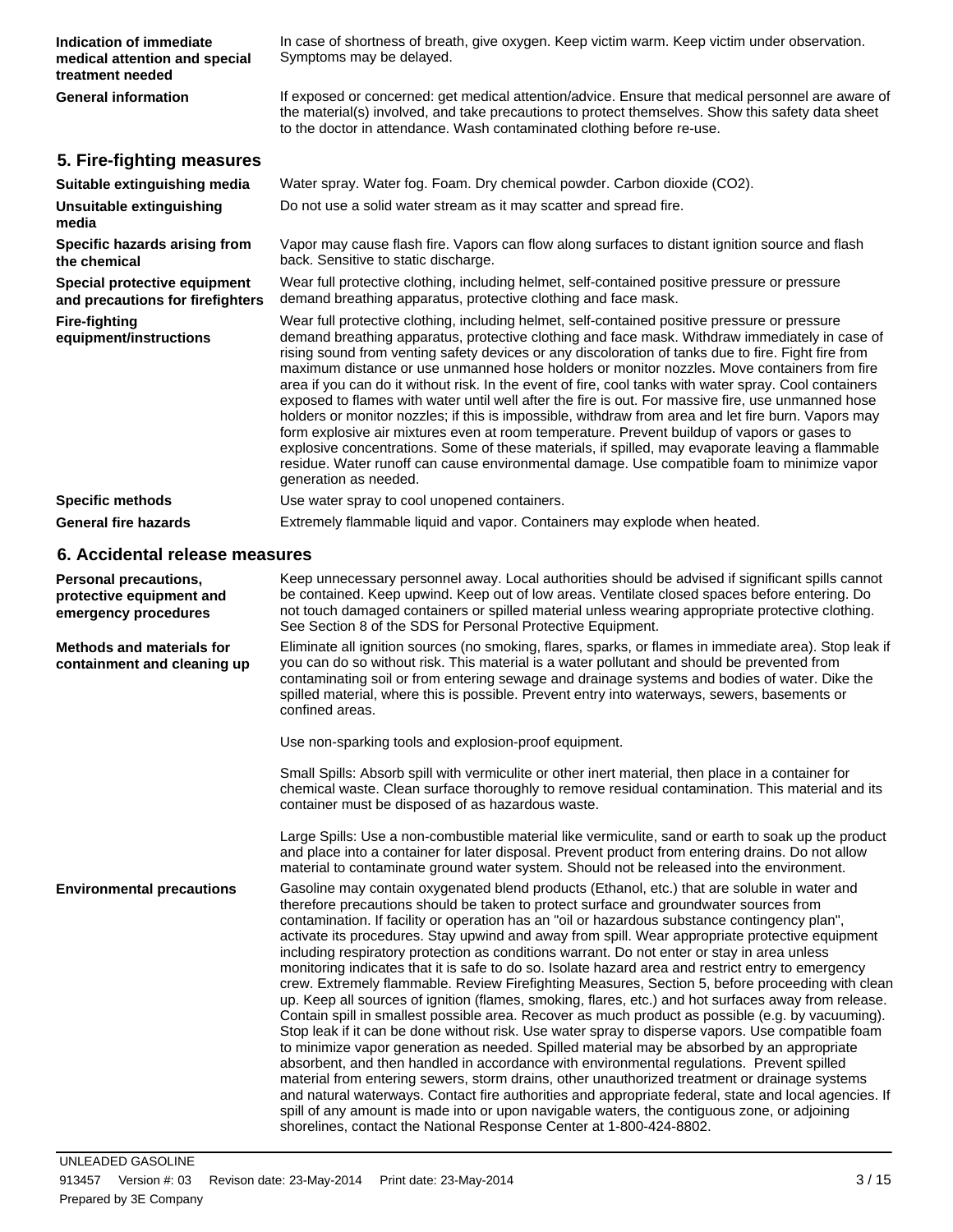**Indication of immediate medical attention and special treatment needed**

In case of shortness of breath, give oxygen. Keep victim warm. Keep victim under observation. Symptoms may be delayed.

**General information**

If exposed or concerned: get medical attention/advice. Ensure that medical personnel are aware of the material(s) involved, and take precautions to protect themselves. Show this safety data sheet to the doctor in attendance. Wash contaminated clothing before re-use.

## 5. Fire-fighting measures

**Suitable extinguishing media**

Water spray. Water fog. Foam. Dry chemical powder. Carbon dioxide ($CO_2$).

**Unsuitable extinguishing media**

Do not use a solid water stream as it may scatter and spread fire.

**Specific hazards arising from the chemical**

Vapor may cause flash fire. Vapors can flow along surfaces to distant ignition source and flash back. Sensitive to static discharge.

**Special protective equipment and precautions for firefighters**

Wear full protective clothing, including helmet, self-contained positive pressure or pressure demand breathing apparatus, protective clothing and face mask.

**Fire-fighting equipment/instructions**

Wear full protective clothing, including helmet, self-contained positive pressure or pressure demand breathing apparatus, protective clothing and face mask. Withdraw immediately in case of rising sound from venting safety devices or any discoloration of tanks due to fire. Fight fire from maximum distance or use unmanned hose holders or monitor nozzles. Move containers from fire area if you can do it without risk. In the event of fire, cool tanks with water spray. Cool containers exposed to flames with water until well after the fire is out. For massive fire, use unmanned hose holders or monitor nozzles; if this is impossible, withdraw from area and let fire burn. Vapors may form explosive air mixtures even at room temperature. Prevent buildup of vapors or gases to explosive concentrations. Some of these materials, if spilled, may evaporate leaving a flammable residue. Water runoff can cause environmental damage. Use compatible foam to minimize vapor generation as needed.

**Specific methods**

Use water spray to cool unopened containers.

**General fire hazards**

Extremely flammable liquid and vapor. Containers may explode when heated.

## 6. Accidental release measures

**Personal precautions, protective equipment and emergency procedures**

Keep unnecessary personnel away. Local authorities should be advised if significant spills cannot be contained. Keep upwind. Keep out of low areas. Ventilate closed spaces before entering. Do not touch damaged containers or spilled material unless wearing appropriate protective clothing. See Section 8 of the SDS for Personal Protective Equipment.

**Methods and materials for containment and cleaning up**

Eliminate all ignition sources (no smoking, flares, sparks, or flames in immediate area). Stop leak if you can do so without risk. This material is a water pollutant and should be prevented from contaminating soil or from entering sewage and drainage systems and bodies of water. Dike the spilled material, where this is possible. Prevent entry into waterways, sewers, basements or confined areas.

Use non-sparking tools and explosion-proof equipment.

Small Spills: Absorb spill with vermiculite or other inert material, then place in a container for chemical waste. Clean surface thoroughly to remove residual contamination. This material and its container must be disposed of as hazardous waste.

Large Spills: Use a non-combustible material like vermiculite, sand or earth to soak up the product and place into a container for later disposal. Prevent product from entering drains. Do not allow material to contaminate ground water system. Should not be released into the environment.

**Environmental precautions**

Gasoline may contain oxygenated blend products (Ethanol, etc.) that are soluble in water and therefore precautions should be taken to protect surface and groundwater sources from contamination. If facility or operation has an "oil or hazardous substance contingency plan", activate its procedures. Stay upwind and away from spill. Wear appropriate protective equipment including respiratory protection as conditions warrant. Do not enter or stay in area unless monitoring indicates that it is safe to do so. Isolate hazard area and restrict entry to emergency crew. Extremely flammable. Review Firefighting Measures, Section 5, before proceeding with clean up. Keep all sources of ignition (flames, smoking, flares, etc.) and hot surfaces away from release. Contain spill in smallest possible area. Recover as much product as possible (e.g. by vacuuming). Stop leak if it can be done without risk. Use water spray to disperse vapors. Use compatible foam to minimize vapor generation as needed. Spilled material may be absorbed by an appropriate absorbent, and then handled in accordance with environmental regulations. Prevent spilled material from entering sewers, storm drains, other unauthorized treatment or drainage systems and natural waterways. Contact fire authorities and appropriate federal, state and local agencies. If spill of any amount is made into or upon navigable waters, the contiguous zone, or adjoining shorelines, contact the National Response Center at 1-800-424-8802.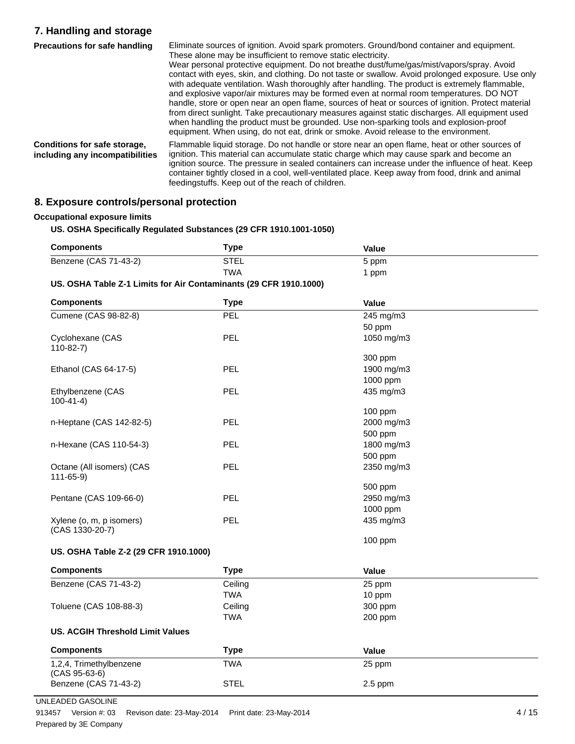## 7. Handling and storage

**Precautions for safe handling**

Eliminate sources of ignition. Avoid spark promoters. Ground/bond container and equipment. These alone may be insufficient to remove static electricity.
Wear personal protective equipment. Do not breathe dust/fume/gas/mist/vapors/spray. Avoid contact with eyes, skin, and clothing. Do not taste or swallow. Avoid prolonged exposure. Use only with adequate ventilation. Wash thoroughly after handling. The product is extremely flammable, and explosive vapor/air mixtures may be formed even at normal room temperatures. DO NOT handle, store or open near an open flame, sources of heat or sources of ignition. Protect material from direct sunlight. Take precautionary measures against static discharges. All equipment used when handling the product must be grounded. Use non-sparking tools and explosion-proof equipment. When using, do not eat, drink or smoke. Avoid release to the environment.

**Conditions for safe storage, including any incompatibilities**

Flammable liquid storage. Do not handle or store near an open flame, heat or other sources of ignition. This material can accumulate static charge which may cause spark and become an ignition source. The pressure in sealed containers can increase under the influence of heat. Keep container tightly closed in a cool, well-ventilated place. Keep away from food, drink and animal feedingstuffs. Keep out of the reach of children.

## 8. Exposure controls/personal protection

**Occupational exposure limits**

**US. OSHA Specifically Regulated Substances (29 CFR 1910.1001-1050)**

| Components | Type | Value |
|---|---|---|
| Benzene (CAS 71-43-2) | STEL | 5 ppm |
| | TWA | 1 ppm |

**US. OSHA Table Z-1 Limits for Air Contaminants (29 CFR 1910.1000)**

| Components | Type | Value |
|---|---|---|
| Cumene (CAS 98-82-8) | PEL | 245 mg/m3 |
| | | 50 ppm |
| Cyclohexane (CAS 110-82-7) | PEL | 1050 mg/m3 |
| | | 300 ppm |
| Ethanol (CAS 64-17-5) | PEL | 1900 mg/m3 |
| | | 1000 ppm |
| Ethylbenzene (CAS 100-41-4) | PEL | 435 mg/m3 |
| | | 100 ppm |
| n-Heptane (CAS 142-82-5) | PEL | 2000 mg/m3 |
| | | 500 ppm |
| n-Hexane (CAS 110-54-3) | PEL | 1800 mg/m3 |
| | | 500 ppm |
| Octane (All isomers) (CAS 111-65-9) | PEL | 2350 mg/m3 |
| | | 500 ppm |
| Pentane (CAS 109-66-0) | PEL | 2950 mg/m3 |
| | | 1000 ppm |
| Xylene (o, m, p isomers) (CAS 1330-20-7) | PEL | 435 mg/m3 |
| | | 100 ppm |

**US. OSHA Table Z-2 (29 CFR 1910.1000)**

| Components | Type | Value |
|---|---|---|
| Benzene (CAS 71-43-2) | Ceiling | 25 ppm |
| | TWA | 10 ppm |
| Toluene (CAS 108-88-3) | Ceiling | 300 ppm |
| | TWA | 200 ppm |

**US. ACGIH Threshold Limit Values**

| Components | Type | Value |
|---|---|---|
| 1,2,4, Trimethylbenzene (CAS 95-63-6) | TWA | 25 ppm |
| Benzene (CAS 71-43-2) | STEL | 2.5 ppm |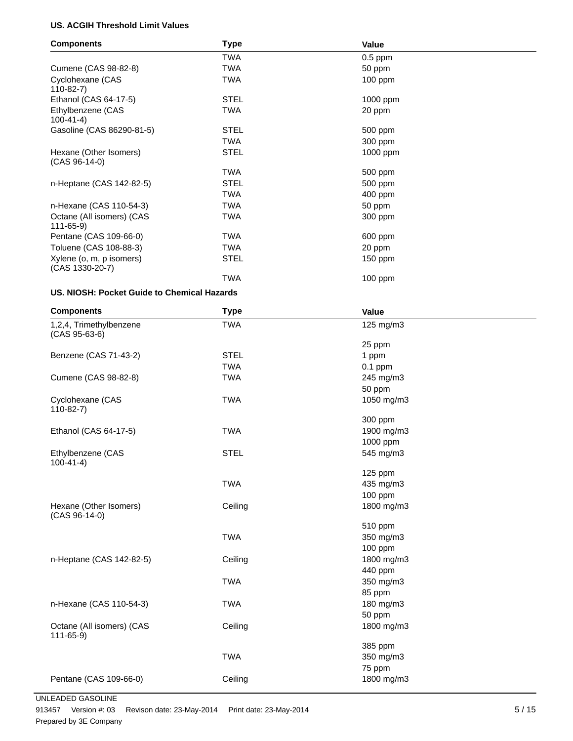**US. ACGIH Threshold Limit Values**

| Components | Type | Value |
|---|---|---|
| | TWA | 0.5 ppm |
| Cumene (CAS 98-82-8) | TWA | 50 ppm |
| Cyclohexane (CAS 110-82-7) | TWA | 100 ppm |
| Ethanol (CAS 64-17-5) | STEL | 1000 ppm |
| Ethylbenzene (CAS 100-41-4) | TWA | 20 ppm |
| Gasoline (CAS 86290-81-5) | STEL | 500 ppm |
| | TWA | 300 ppm |
| Hexane (Other Isomers) (CAS 96-14-0) | STEL | 1000 ppm |
| | TWA | 500 ppm |
| n-Heptane (CAS 142-82-5) | STEL | 500 ppm |
| | TWA | 400 ppm |
| n-Hexane (CAS 110-54-3) | TWA | 50 ppm |
| Octane (All isomers) (CAS 111-65-9) | TWA | 300 ppm |
| Pentane (CAS 109-66-0) | TWA | 600 ppm |
| Toluene (CAS 108-88-3) | TWA | 20 ppm |
| Xylene (o, m, p isomers) (CAS 1330-20-7) | STEL | 150 ppm |
| | TWA | 100 ppm |

**US. NIOSH: Pocket Guide to Chemical Hazards**

| Components | Type | Value |
|---|---|---|
| 1,2,4, Trimethylbenzene (CAS 95-63-6) | TWA | 125 mg/m3 |
| | | 25 ppm |
| Benzene (CAS 71-43-2) | STEL | 1 ppm |
| | TWA | 0.1 ppm |
| Cumene (CAS 98-82-8) | TWA | 245 mg/m3 |
| | | 50 ppm |
| Cyclohexane (CAS 110-82-7) | TWA | 1050 mg/m3 |
| | | 300 ppm |
| Ethanol (CAS 64-17-5) | TWA | 1900 mg/m3 |
| | | 1000 ppm |
| Ethylbenzene (CAS 100-41-4) | STEL | 545 mg/m3 |
| | | 125 ppm |
| | TWA | 435 mg/m3 |
| | | 100 ppm |
| Hexane (Other Isomers) (CAS 96-14-0) | Ceiling | 1800 mg/m3 |
| | | 510 ppm |
| | TWA | 350 mg/m3 |
| | | 100 ppm |
| n-Heptane (CAS 142-82-5) | Ceiling | 1800 mg/m3 |
| | | 440 ppm |
| | TWA | 350 mg/m3 |
| | | 85 ppm |
| n-Hexane (CAS 110-54-3) | TWA | 180 mg/m3 |
| | | 50 ppm |
| Octane (All isomers) (CAS 111-65-9) | Ceiling | 1800 mg/m3 |
| | | 385 ppm |
| | TWA | 350 mg/m3 |
| | | 75 ppm |
| Pentane (CAS 109-66-0) | Ceiling | 1800 mg/m3 |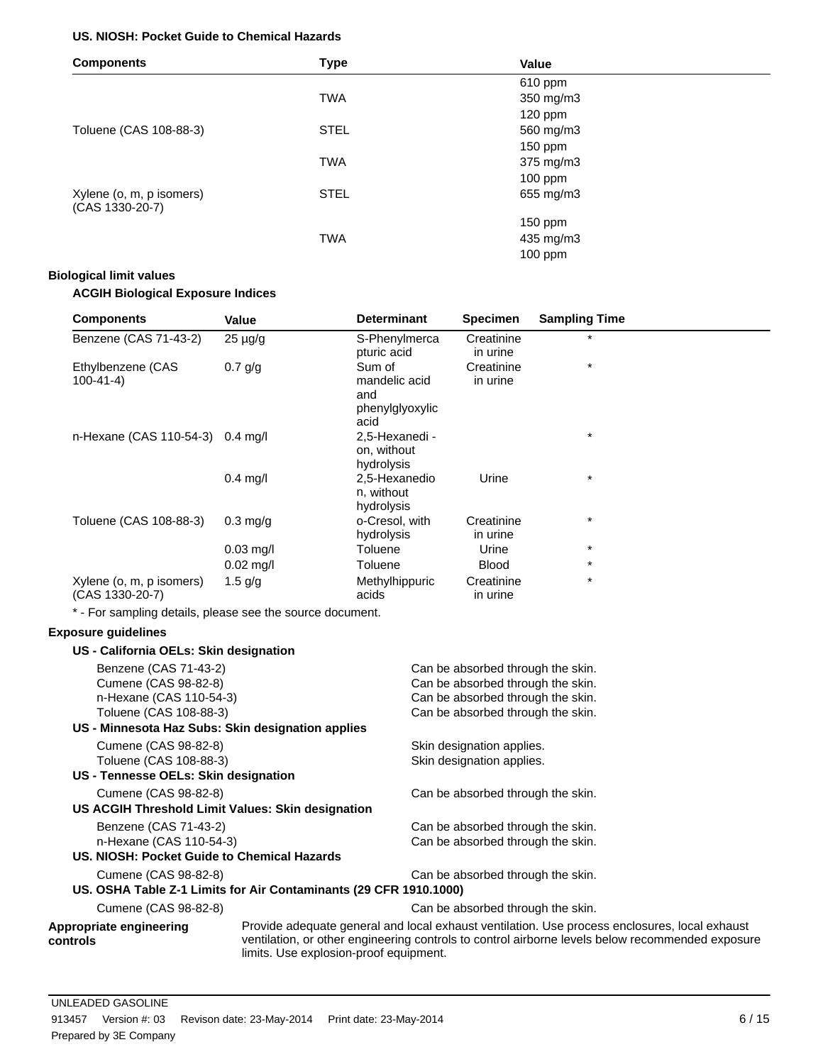**US. NIOSH: Pocket Guide to Chemical Hazards**

| Components | Type | Value |
| --- | --- | --- |
| | | 610 ppm |
| | TWA | 350 mg/m3 |
| | | 120 ppm |
| Toluene (CAS 108-88-3) | STEL | 560 mg/m3 |
| | | 150 ppm |
| | TWA | 375 mg/m3 |
| | | 100 ppm |
| Xylene (o, m, p isomers) (CAS 1330-20-7) | STEL | 655 mg/m3 |
| | | 150 ppm |
| | TWA | 435 mg/m3 |
| | | 100 ppm |

**Biological limit values**

**ACGIH Biological Exposure Indices**

| Components | Value | Determinant | Specimen | Sampling Time |
| --- | --- | --- | --- | --- |
| Benzene (CAS 71-43-2) | 25 µg/g | S-Phenylmercapturic acid | Creatinine in urine | * |
| Ethylbenzene (CAS 100-41-4) | 0.7 g/g | Sum of mandelic acid and phenylglyoxylic acid | Creatinine in urine | * |
| n-Hexane (CAS 110-54-3) | 0.4 mg/l | 2,5-Hexanedi - on, without hydrolysis | | * |
| | 0.4 mg/l | 2,5-Hexanedion, without hydrolysis | Urine | * |
| Toluene (CAS 108-88-3) | 0.3 mg/g | o-Cresol, with hydrolysis | Creatinine in urine | * |
| | 0.03 mg/l | Toluene | Urine | * |
| | 0.02 mg/l | Toluene | Blood | * |
| Xylene (o, m, p isomers) (CAS 1330-20-7) | 1.5 g/g | Methylhippuric acids | Creatinine in urine | * |

* - For sampling details, please see the source document.

**Exposure guidelines**

**US - California OELs: Skin designation**

| | |
| --- | --- |
| Benzene (CAS 71-43-2) | Can be absorbed through the skin. |
| Cumene (CAS 98-82-8) | Can be absorbed through the skin. |
| n-Hexane (CAS 110-54-3) | Can be absorbed through the skin. |
| Toluene (CAS 108-88-3) | Can be absorbed through the skin. |

**US - Minnesota Haz Subs: Skin designation applies**

| | |
| --- | --- |
| Cumene (CAS 98-82-8) | Skin designation applies. |
| Toluene (CAS 108-88-3) | Skin designation applies. |

**US - Tennesse OELs: Skin designation**

| | |
| --- | --- |
| Cumene (CAS 98-82-8) | Can be absorbed through the skin. |

**US ACGIH Threshold Limit Values: Skin designation**

| | |
| --- | --- |
| Benzene (CAS 71-43-2) | Can be absorbed through the skin. |
| n-Hexane (CAS 110-54-3) | Can be absorbed through the skin. |

**US. NIOSH: Pocket Guide to Chemical Hazards**

| | |
| --- | --- |
| Cumene (CAS 98-82-8) | Can be absorbed through the skin. |

**US. OSHA Table Z-1 Limits for Air Contaminants (29 CFR 1910.1000)**

| | |
| --- | --- |
| Cumene (CAS 98-82-8) | Can be absorbed through the skin. |

**Appropriate engineering controls**

Provide adequate general and local exhaust ventilation. Use process enclosures, local exhaust ventilation, or other engineering controls to control airborne levels below recommended exposure limits. Use explosion-proof equipment.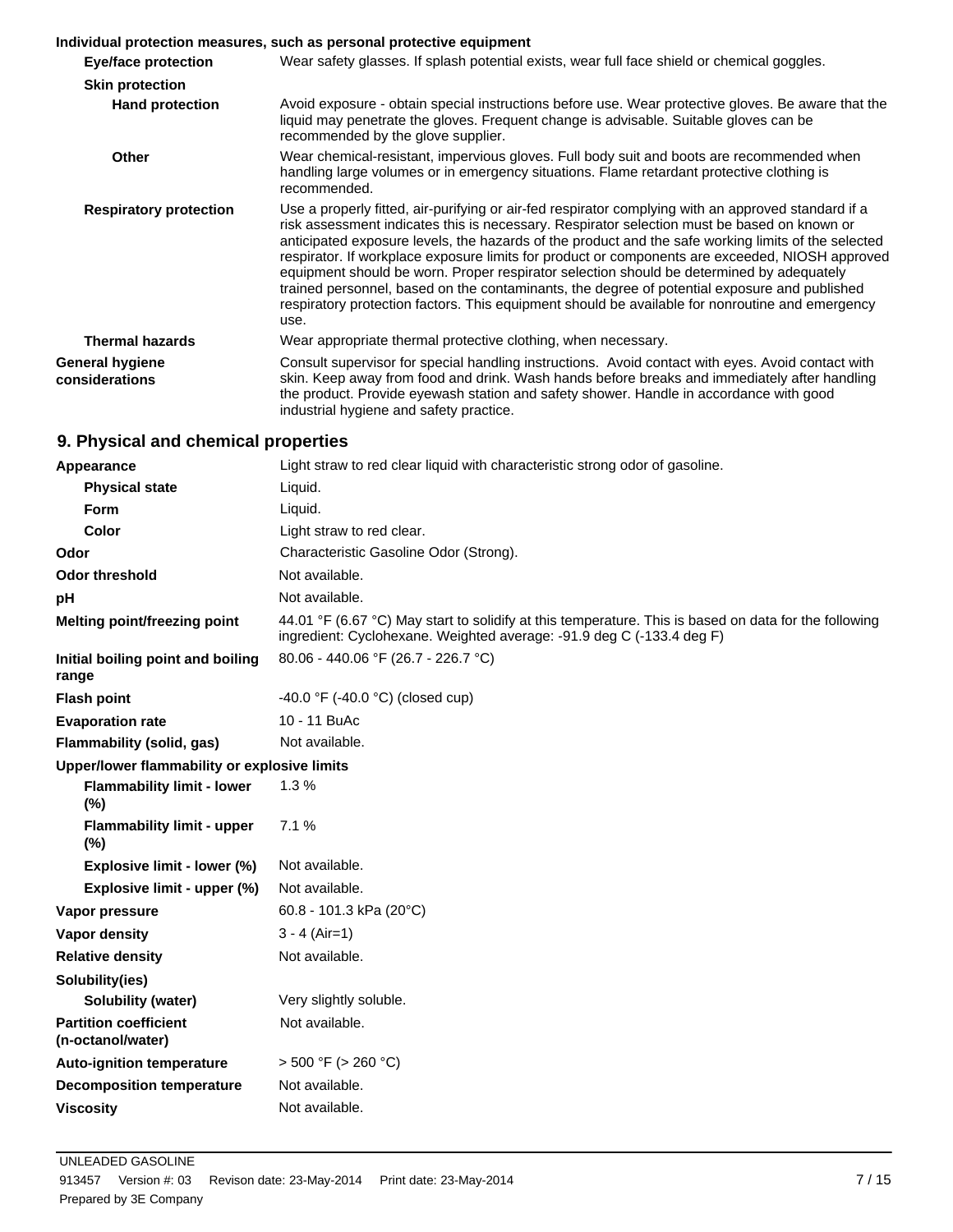**Individual protection measures, such as personal protective equipment**

| | |
|---|---|
| **Eye/face protection** | Wear safety glasses. If splash potential exists, wear full face shield or chemical goggles. |
| **Skin protection** | |
| **Hand protection** | Avoid exposure - obtain special instructions before use. Wear protective gloves. Be aware that the liquid may penetrate the gloves. Frequent change is advisable. Suitable gloves can be recommended by the glove supplier. |
| **Other** | Wear chemical-resistant, impervious gloves. Full body suit and boots are recommended when handling large volumes or in emergency situations. Flame retardant protective clothing is recommended. |
| **Respiratory protection** | Use a properly fitted, air-purifying or air-fed respirator complying with an approved standard if a risk assessment indicates this is necessary. Respirator selection must be based on known or anticipated exposure levels, the hazards of the product and the safe working limits of the selected respirator. If workplace exposure limits for product or components are exceeded, NIOSH approved equipment should be worn. Proper respirator selection should be determined by adequately trained personnel, based on the contaminants, the degree of potential exposure and published respiratory protection factors. This equipment should be available for nonroutine and emergency use. |
| **Thermal hazards** | Wear appropriate thermal protective clothing, when necessary. |
| **General hygiene considerations** | Consult supervisor for special handling instructions. Avoid contact with eyes. Avoid contact with skin. Keep away from food and drink. Wash hands before breaks and immediately after handling the product. Provide eyewash station and safety shower. Handle in accordance with good industrial hygiene and safety practice. |

## 9. Physical and chemical properties

| | |
|---|---|
| **Appearance** | Light straw to red clear liquid with characteristic strong odor of gasoline. |
| **Physical state** | Liquid. |
| **Form** | Liquid. |
| **Color** | Light straw to red clear. |
| **Odor** | Characteristic Gasoline Odor (Strong). |
| **Odor threshold** | Not available. |
| **pH** | Not available. |
| **Melting point/freezing point** | 44.01 °F (6.67 °C) May start to solidify at this temperature. This is based on data for the following ingredient: Cyclohexane. Weighted average: -91.9 deg C (-133.4 deg F) |
| **Initial boiling point and boiling range** | 80.06 - 440.06 °F (26.7 - 226.7 °C) |
| **Flash point** | -40.0 °F (-40.0 °C) (closed cup) |
| **Evaporation rate** | 10 - 11 BuAc |
| **Flammability (solid, gas)** | Not available. |
| **Upper/lower flammability or explosive limits** | |
| **Flammability limit - lower (%)** | 1.3 % |
| **Flammability limit - upper (%)** | 7.1 % |
| **Explosive limit - lower (%)** | Not available. |
| **Explosive limit - upper (%)** | Not available. |
| **Vapor pressure** | 60.8 - 101.3 kPa (20°C) |
| **Vapor density** | 3 - 4 (Air=1) |
| **Relative density** | Not available. |
| **Solubility(ies)** | |
| **Solubility (water)** | Very slightly soluble. |
| **Partition coefficient (n-octanol/water)** | Not available. |
| **Auto-ignition temperature** | > 500 °F (> 260 °C) |
| **Decomposition temperature** | Not available. |
| **Viscosity** | Not available. |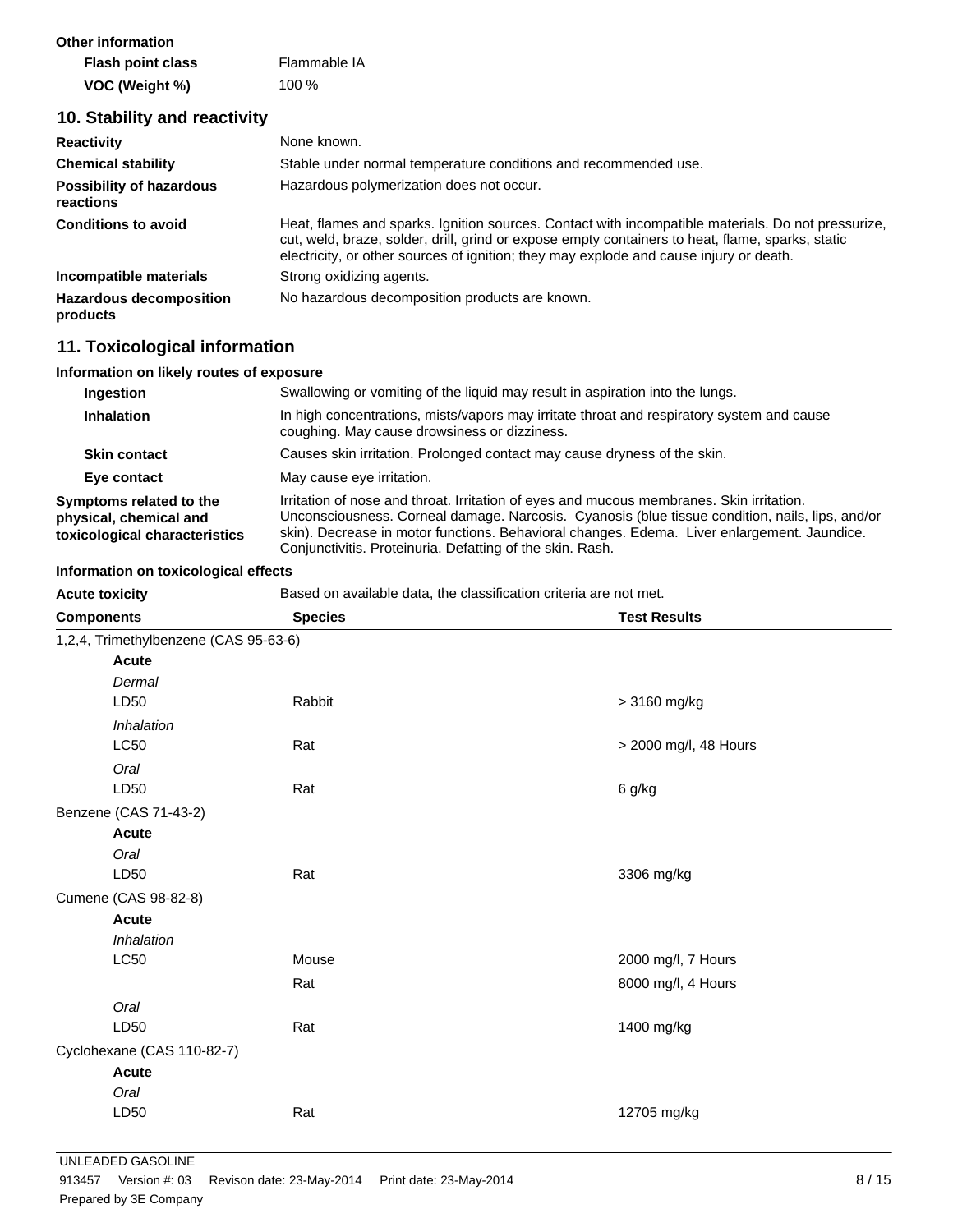**Other information**

| | |
|---|---|
| **Flash point class** | Flammable IA |
| **VOC (Weight %)** | 100 % |

## 10. Stability and reactivity

| | |
|---|---|
| **Reactivity** | None known. |
| **Chemical stability** | Stable under normal temperature conditions and recommended use. |
| **Possibility of hazardous reactions** | Hazardous polymerization does not occur. |
| **Conditions to avoid** | Heat, flames and sparks. Ignition sources. Contact with incompatible materials. Do not pressurize, cut, weld, braze, solder, drill, grind or expose empty containers to heat, flame, sparks, static electricity, or other sources of ignition; they may explode and cause injury or death. |
| **Incompatible materials** | Strong oxidizing agents. |
| **Hazardous decomposition products** | No hazardous decomposition products are known. |

## 11. Toxicological information

**Information on likely routes of exposure**

| | |
|---|---|
| **Ingestion** | Swallowing or vomiting of the liquid may result in aspiration into the lungs. |
| **Inhalation** | In high concentrations, mists/vapors may irritate throat and respiratory system and cause coughing. May cause drowsiness or dizziness. |
| **Skin contact** | Causes skin irritation. Prolonged contact may cause dryness of the skin. |
| **Eye contact** | May cause eye irritation. |
| **Symptoms related to the physical, chemical and toxicological characteristics** | Irritation of nose and throat. Irritation of eyes and mucous membranes. Skin irritation. Unconsciousness. Corneal damage. Narcosis. Cyanosis (blue tissue condition, nails, lips, and/or skin). Decrease in motor functions. Behavioral changes. Edema. Liver enlargement. Jaundice. Conjunctivitis. Proteinuria. Defatting of the skin. Rash. |

**Information on toxicological effects**

**Acute toxicity** Based on available data, the classification criteria are not met.

| Components | Species | Test Results |
|---|---|---|
| 1,2,4, Trimethylbenzene (CAS 95-63-6) | | |
| **Acute** | | |
| *Dermal* | | |
| LD50 | Rabbit | > 3160 mg/kg |
| *Inhalation* | | |
| LC50 | Rat | > 2000 mg/l, 48 Hours |
| *Oral* | | |
| LD50 | Rat | 6 g/kg |
| Benzene (CAS 71-43-2) | | |
| **Acute** | | |
| *Oral* | | |
| LD50 | Rat | 3306 mg/kg |
| Cumene (CAS 98-82-8) | | |
| **Acute** | | |
| *Inhalation* | | |
| LC50 | Mouse | 2000 mg/l, 7 Hours |
| | Rat | 8000 mg/l, 4 Hours |
| *Oral* | | |
| LD50 | Rat | 1400 mg/kg |
| Cyclohexane (CAS 110-82-7) | | |
| **Acute** | | |
| *Oral* | | |
| LD50 | Rat | 12705 mg/kg |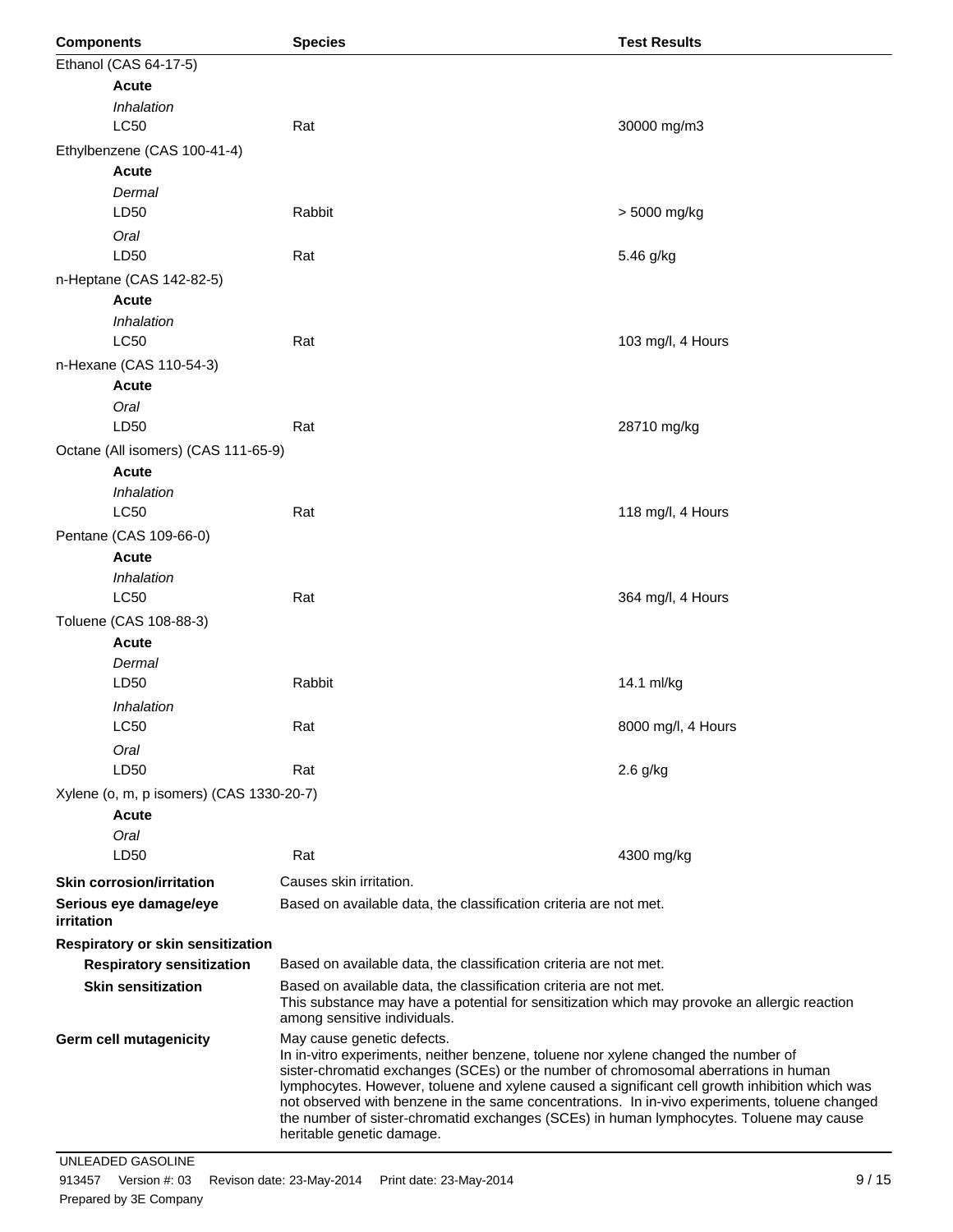| Components | Species | Test Results |
|---|---|---|
| Ethanol (CAS 64-17-5) | | |
| **Acute** | | |
| *Inhalation* | | |
| LC50 | Rat | 30000 mg/m3 |
| Ethylbenzene (CAS 100-41-4) | | |
| **Acute** | | |
| *Dermal* | | |
| LD50 | Rabbit | > 5000 mg/kg |
| *Oral* | | |
| LD50 | Rat | 5.46 g/kg |
| n-Heptane (CAS 142-82-5) | | |
| **Acute** | | |
| *Inhalation* | | |
| LC50 | Rat | 103 mg/l, 4 Hours |
| n-Hexane (CAS 110-54-3) | | |
| **Acute** | | |
| *Oral* | | |
| LD50 | Rat | 28710 mg/kg |
| Octane (All isomers) (CAS 111-65-9) | | |
| **Acute** | | |
| *Inhalation* | | |
| LC50 | Rat | 118 mg/l, 4 Hours |
| Pentane (CAS 109-66-0) | | |
| **Acute** | | |
| *Inhalation* | | |
| LC50 | Rat | 364 mg/l, 4 Hours |
| Toluene (CAS 108-88-3) | | |
| **Acute** | | |
| *Dermal* | | |
| LD50 | Rabbit | 14.1 ml/kg |
| *Inhalation* | | |
| LC50 | Rat | 8000 mg/l, 4 Hours |
| *Oral* | | |
| LD50 | Rat | 2.6 g/kg |
| Xylene (o, m, p isomers) (CAS 1330-20-7) | | |
| **Acute** | | |
| *Oral* | | |
| LD50 | Rat | 4300 mg/kg |

**Skin corrosion/irritation** Causes skin irritation.

**Serious eye damage/eye irritation** Based on available data, the classification criteria are not met.

**Respiratory or skin sensitization**

**Respiratory sensitization** Based on available data, the classification criteria are not met.

**Skin sensitization** Based on available data, the classification criteria are not met.
This substance may have a potential for sensitization which may provoke an allergic reaction among sensitive individuals.

**Germ cell mutagenicity** May cause genetic defects.
In in-vitro experiments, neither benzene, toluene nor xylene changed the number of sister-chromatid exchanges (SCEs) or the number of chromosomal aberrations in human lymphocytes. However, toluene and xylene caused a significant cell growth inhibition which was not observed with benzene in the same concentrations. In in-vivo experiments, toluene changed the number of sister-chromatid exchanges (SCEs) in human lymphocytes. Toluene may cause heritable genetic damage.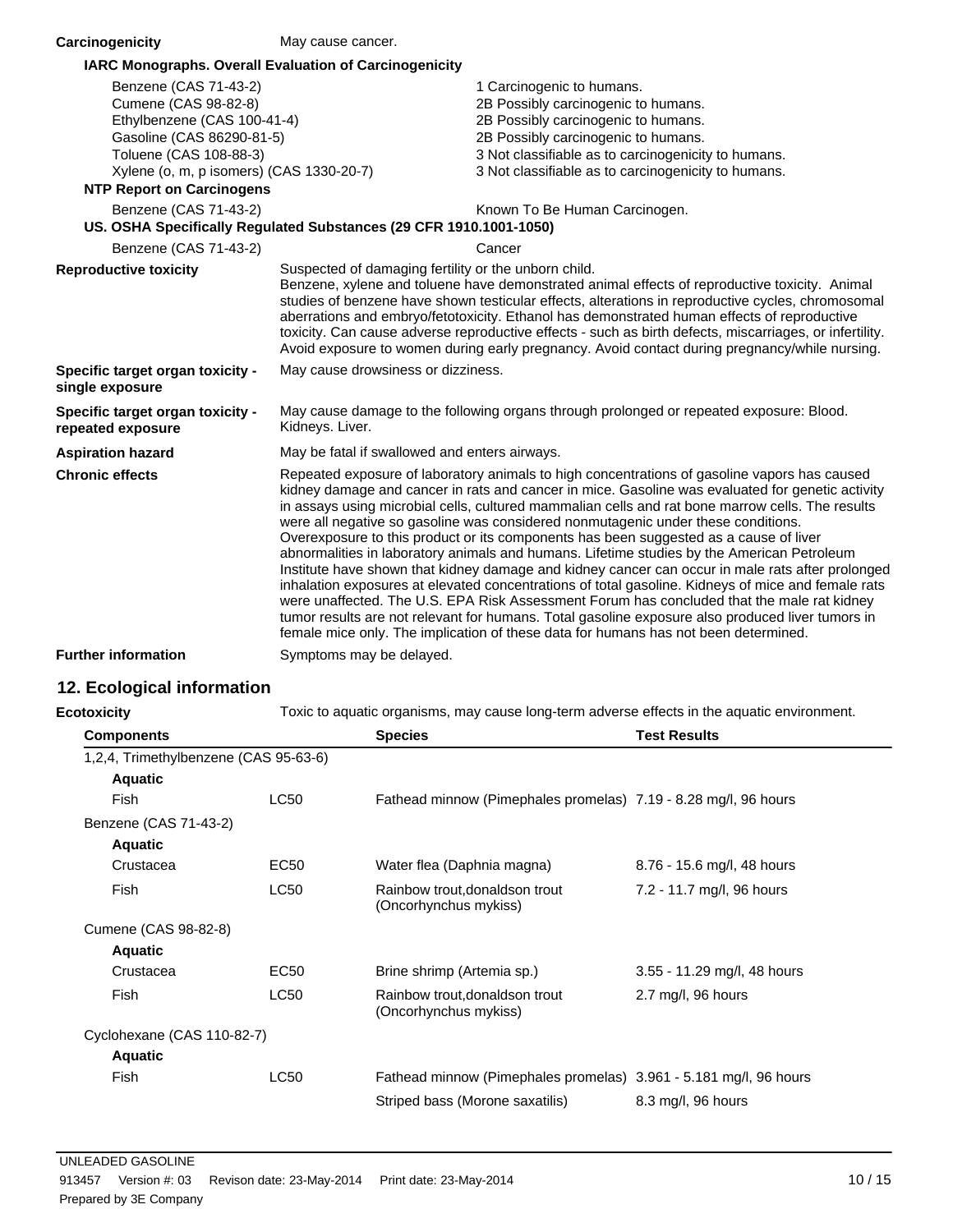**Carcinogenicity** May cause cancer.

**IARC Monographs. Overall Evaluation of Carcinogenicity**

| | |
|---|---|
| Benzene (CAS 71-43-2) | 1 Carcinogenic to humans. |
| Cumene (CAS 98-82-8) | 2B Possibly carcinogenic to humans. |
| Ethylbenzene (CAS 100-41-4) | 2B Possibly carcinogenic to humans. |
| Gasoline (CAS 86290-81-5) | 2B Possibly carcinogenic to humans. |
| Toluene (CAS 108-88-3) | 3 Not classifiable as to carcinogenicity to humans. |
| Xylene (o, m, p isomers) (CAS 1330-20-7) | 3 Not classifiable as to carcinogenicity to humans. |

**NTP Report on Carcinogens**

| | |
|---|---|
| Benzene (CAS 71-43-2) | Known To Be Human Carcinogen. |

**US. OSHA Specifically Regulated Substances (29 CFR 1910.1001-1050)**

| | |
|---|---|
| Benzene (CAS 71-43-2) | Cancer |

**Reproductive toxicity** Suspected of damaging fertility or the unborn child. Benzene, xylene and toluene have demonstrated animal effects of reproductive toxicity. Animal studies of benzene have shown testicular effects, alterations in reproductive cycles, chromosomal aberrations and embryo/fetotoxicity. Ethanol has demonstrated human effects of reproductive toxicity. Can cause adverse reproductive effects - such as birth defects, miscarriages, or infertility. Avoid exposure to women during early pregnancy. Avoid contact during pregnancy/while nursing.

**Specific target organ toxicity - single exposure** May cause drowsiness or dizziness.

**Specific target organ toxicity - repeated exposure** May cause damage to the following organs through prolonged or repeated exposure: Blood. Kidneys. Liver.

**Aspiration hazard** May be fatal if swallowed and enters airways.

**Chronic effects** Repeated exposure of laboratory animals to high concentrations of gasoline vapors has caused kidney damage and cancer in rats and cancer in mice. Gasoline was evaluated for genetic activity in assays using microbial cells, cultured mammalian cells and rat bone marrow cells. The results were all negative so gasoline was considered nonmutagenic under these conditions. Overexposure to this product or its components has been suggested as a cause of liver abnormalities in laboratory animals and humans. Lifetime studies by the American Petroleum Institute have shown that kidney damage and kidney cancer can occur in male rats after prolonged inhalation exposures at elevated concentrations of total gasoline. Kidneys of mice and female rats were unaffected. The U.S. EPA Risk Assessment Forum has concluded that the male rat kidney tumor results are not relevant for humans. Total gasoline exposure also produced liver tumors in female mice only. The implication of these data for humans has not been determined.

**Further information** Symptoms may be delayed.

## 12. Ecological information

**Ecotoxicity** Toxic to aquatic organisms, may cause long-term adverse effects in the aquatic environment.

| Components | | Species | Test Results |
|---|---|---|---|
| 1,2,4, Trimethylbenzene (CAS 95-63-6) | | | |
| **Aquatic** | | | |
| Fish | LC50 | Fathead minnow (Pimephales promelas) | 7.19 - 8.28 mg/l, 96 hours |
| Benzene (CAS 71-43-2) | | | |
| **Aquatic** | | | |
| Crustacea | EC50 | Water flea (Daphnia magna) | 8.76 - 15.6 mg/l, 48 hours |
| Fish | LC50 | Rainbow trout,donaldson trout (Oncorhynchus mykiss) | 7.2 - 11.7 mg/l, 96 hours |
| Cumene (CAS 98-82-8) | | | |
| **Aquatic** | | | |
| Crustacea | EC50 | Brine shrimp (Artemia sp.) | 3.55 - 11.29 mg/l, 48 hours |
| Fish | LC50 | Rainbow trout,donaldson trout (Oncorhynchus mykiss) | 2.7 mg/l, 96 hours |
| Cyclohexane (CAS 110-82-7) | | | |
| **Aquatic** | | | |
| Fish | LC50 | Fathead minnow (Pimephales promelas) | 3.961 - 5.181 mg/l, 96 hours |
| | | Striped bass (Morone saxatilis) | 8.3 mg/l, 96 hours |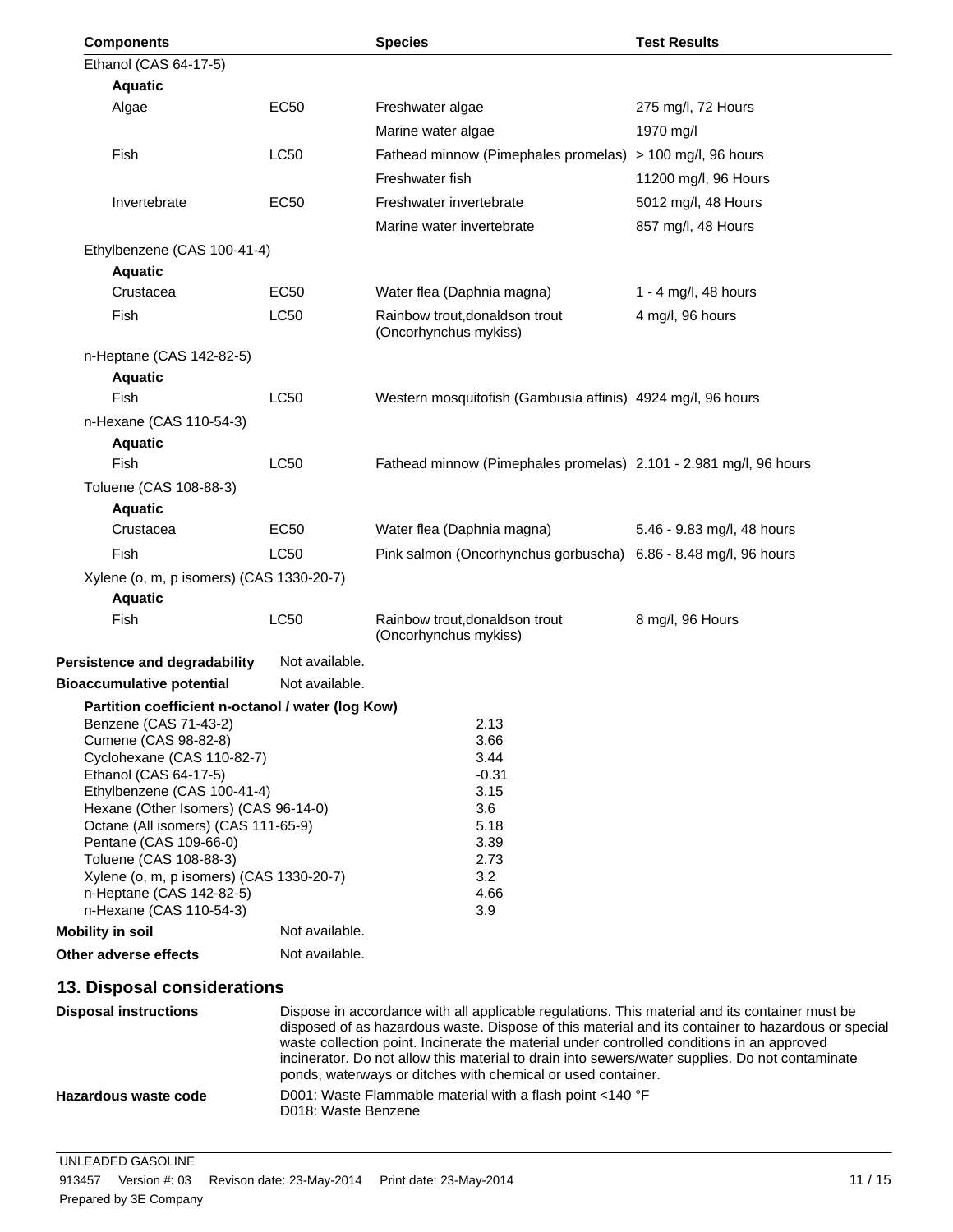| Components | | Species | Test Results |
| --- | --- | --- | --- |
| Ethanol (CAS 64-17-5) | | | |
| **Aquatic** | | | |
| Algae | EC50 | Freshwater algae | 275 mg/l, 72 Hours |
| | | Marine water algae | 1970 mg/l |
| Fish | LC50 | Fathead minnow (Pimephales promelas) | > 100 mg/l, 96 hours |
| | | Freshwater fish | 11200 mg/l, 96 Hours |
| Invertebrate | EC50 | Freshwater invertebrate | 5012 mg/l, 48 Hours |
| | | Marine water invertebrate | 857 mg/l, 48 Hours |
| Ethylbenzene (CAS 100-41-4) | | | |
| **Aquatic** | | | |
| Crustacea | EC50 | Water flea (Daphnia magna) | 1 - 4 mg/l, 48 hours |
| Fish | LC50 | Rainbow trout,donaldson trout (Oncorhynchus mykiss) | 4 mg/l, 96 hours |
| n-Heptane (CAS 142-82-5) | | | |
| **Aquatic** | | | |
| Fish | LC50 | Western mosquitofish (Gambusia affinis) | 4924 mg/l, 96 hours |
| n-Hexane (CAS 110-54-3) | | | |
| **Aquatic** | | | |
| Fish | LC50 | Fathead minnow (Pimephales promelas) | 2.101 - 2.981 mg/l, 96 hours |
| Toluene (CAS 108-88-3) | | | |
| **Aquatic** | | | |
| Crustacea | EC50 | Water flea (Daphnia magna) | 5.46 - 9.83 mg/l, 48 hours |
| Fish | LC50 | Pink salmon (Oncorhynchus gorbuscha) | 6.86 - 8.48 mg/l, 96 hours |
| Xylene (o, m, p isomers) (CAS 1330-20-7) | | | |
| **Aquatic** | | | |
| Fish | LC50 | Rainbow trout,donaldson trout (Oncorhynchus mykiss) | 8 mg/l, 96 Hours |

**Persistence and degradability** Not available.

**Bioaccumulative potential** Not available.

**Partition coefficient n-octanol / water (log Kow)**

| Component | log Kow |
| --- | --- |
| Benzene (CAS 71-43-2) | 2.13 |
| Cumene (CAS 98-82-8) | 3.66 |
| Cyclohexane (CAS 110-82-7) | 3.44 |
| Ethanol (CAS 64-17-5) | -0.31 |
| Ethylbenzene (CAS 100-41-4) | 3.15 |
| Hexane (Other Isomers) (CAS 96-14-0) | 3.6 |
| Octane (All isomers) (CAS 111-65-9) | 5.18 |
| Pentane (CAS 109-66-0) | 3.39 |
| Toluene (CAS 108-88-3) | 2.73 |
| Xylene (o, m, p isomers) (CAS 1330-20-7) | 3.2 |
| n-Heptane (CAS 142-82-5) | 4.66 |
| n-Hexane (CAS 110-54-3) | 3.9 |

**Mobility in soil** Not available.

**Other adverse effects** Not available.

## 13. Disposal considerations

**Disposal instructions** Dispose in accordance with all applicable regulations. This material and its container must be disposed of as hazardous waste. Dispose of this material and its container to hazardous or special waste collection point. Incinerate the material under controlled conditions in an approved incinerator. Do not allow this material to drain into sewers/water supplies. Do not contaminate ponds, waterways or ditches with chemical or used container.

**Hazardous waste code** D001: Waste Flammable material with a flash point <140 °F
D018: Waste Benzene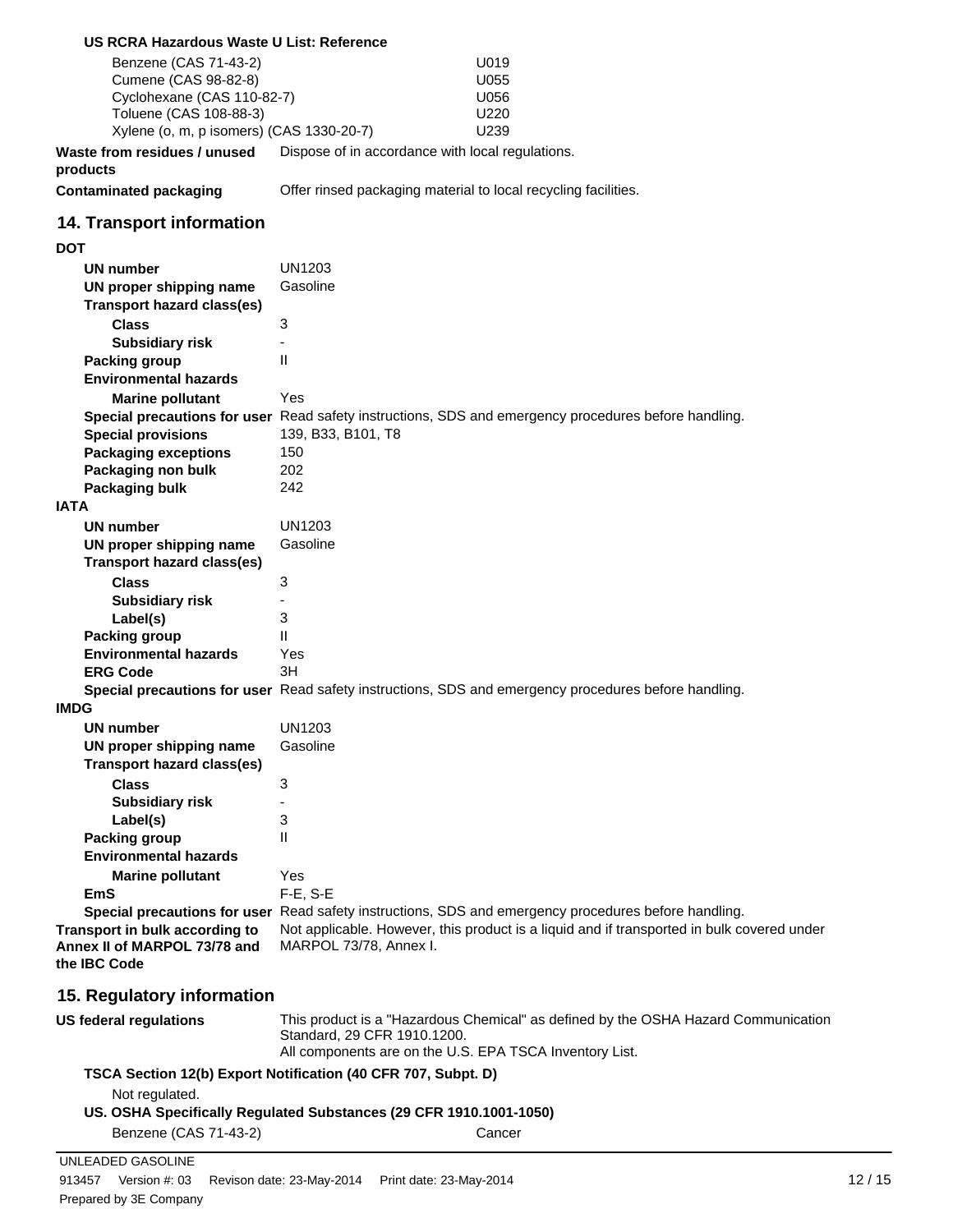**US RCRA Hazardous Waste U List: Reference**

| | |
|---|---|
| Benzene (CAS 71-43-2) | U019 |
| Cumene (CAS 98-82-8) | U055 |
| Cyclohexane (CAS 110-82-7) | U056 |
| Toluene (CAS 108-88-3) | U220 |
| Xylene (o, m, p isomers) (CAS 1330-20-7) | U239 |

**Waste from residues / unused products** Dispose of in accordance with local regulations.

**Contaminated packaging** Offer rinsed packaging material to local recycling facilities.

## 14. Transport information

**DOT**

- **UN number** UN1203
- **UN proper shipping name** Gasoline
- **Transport hazard class(es)**
  - **Class** 3
  - **Subsidiary risk** -
- **Packing group** II
- **Environmental hazards**
  - **Marine pollutant** Yes
- **Special precautions for user** Read safety instructions, SDS and emergency procedures before handling.
- **Special provisions** 139, B33, B101, T8
- **Packaging exceptions** 150
- **Packaging non bulk** 202
- **Packaging bulk** 242

**IATA**

- **UN number** UN1203
- **UN proper shipping name** Gasoline
- **Transport hazard class(es)**
  - **Class** 3
  - **Subsidiary risk** -
  - **Label(s)** 3
- **Packing group** II
- **Environmental hazards** Yes
- **ERG Code** 3H
- **Special precautions for user** Read safety instructions, SDS and emergency procedures before handling.

**IMDG**

- **UN number** UN1203
- **UN proper shipping name** Gasoline
- **Transport hazard class(es)**
  - **Class** 3
  - **Subsidiary risk** -
  - **Label(s)** 3
- **Packing group** II
- **Environmental hazards**
  - **Marine pollutant** Yes
- **EmS** F-E, S-E
- **Special precautions for user** Read safety instructions, SDS and emergency procedures before handling.

**Transport in bulk according to Annex II of MARPOL 73/78 and the IBC Code** Not applicable. However, this product is a liquid and if transported in bulk covered under MARPOL 73/78, Annex I.

## 15. Regulatory information

**US federal regulations** This product is a "Hazardous Chemical" as defined by the OSHA Hazard Communication Standard, 29 CFR 1910.1200.
All components are on the U.S. EPA TSCA Inventory List.

**TSCA Section 12(b) Export Notification (40 CFR 707, Subpt. D)**

Not regulated.

**US. OSHA Specifically Regulated Substances (29 CFR 1910.1001-1050)**

| | |
|---|---|
| Benzene (CAS 71-43-2) | Cancer |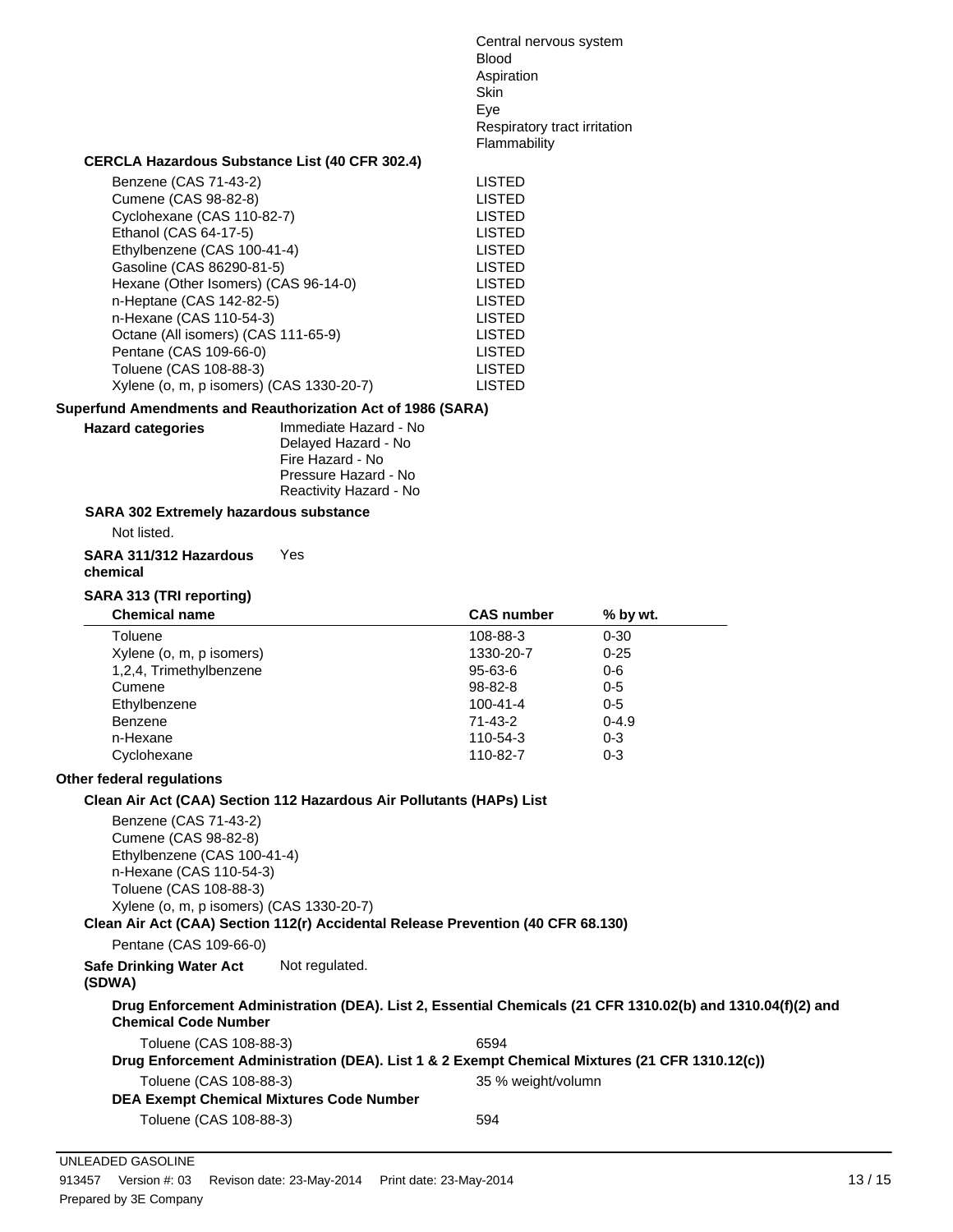Central nervous system
Blood
Aspiration
Skin
Eye
Respiratory tract irritation
Flammability

**CERCLA Hazardous Substance List (40 CFR 302.4)**

| | |
|---|---|
| Benzene (CAS 71-43-2) | LISTED |
| Cumene (CAS 98-82-8) | LISTED |
| Cyclohexane (CAS 110-82-7) | LISTED |
| Ethanol (CAS 64-17-5) | LISTED |
| Ethylbenzene (CAS 100-41-4) | LISTED |
| Gasoline (CAS 86290-81-5) | LISTED |
| Hexane (Other Isomers) (CAS 96-14-0) | LISTED |
| n-Heptane (CAS 142-82-5) | LISTED |
| n-Hexane (CAS 110-54-3) | LISTED |
| Octane (All isomers) (CAS 111-65-9) | LISTED |
| Pentane (CAS 109-66-0) | LISTED |
| Toluene (CAS 108-88-3) | LISTED |
| Xylene (o, m, p isomers) (CAS 1330-20-7) | LISTED |

**Superfund Amendments and Reauthorization Act of 1986 (SARA)**

**Hazard categories**
Immediate Hazard - No
Delayed Hazard - No
Fire Hazard - No
Pressure Hazard - No
Reactivity Hazard - No

**SARA 302 Extremely hazardous substance**

Not listed.

**SARA 311/312 Hazardous chemical** Yes

**SARA 313 (TRI reporting)**

| Chemical name | CAS number | % by wt. |
|---|---|---|
| Toluene | 108-88-3 | 0-30 |
| Xylene (o, m, p isomers) | 1330-20-7 | 0-25 |
| 1,2,4, Trimethylbenzene | 95-63-6 | 0-6 |
| Cumene | 98-82-8 | 0-5 |
| Ethylbenzene | 100-41-4 | 0-5 |
| Benzene | 71-43-2 | 0-4.9 |
| n-Hexane | 110-54-3 | 0-3 |
| Cyclohexane | 110-82-7 | 0-3 |

**Other federal regulations**

**Clean Air Act (CAA) Section 112 Hazardous Air Pollutants (HAPs) List**

Benzene (CAS 71-43-2)
Cumene (CAS 98-82-8)
Ethylbenzene (CAS 100-41-4)
n-Hexane (CAS 110-54-3)
Toluene (CAS 108-88-3)
Xylene (o, m, p isomers) (CAS 1330-20-7)

**Clean Air Act (CAA) Section 112(r) Accidental Release Prevention (40 CFR 68.130)**

Pentane (CAS 109-66-0)

**Safe Drinking Water Act (SDWA)** Not regulated.

**Drug Enforcement Administration (DEA). List 2, Essential Chemicals (21 CFR 1310.02(b) and 1310.04(f)(2) and Chemical Code Number**

Toluene (CAS 108-88-3) 6594

**Drug Enforcement Administration (DEA). List 1 & 2 Exempt Chemical Mixtures (21 CFR 1310.12(c))**

Toluene (CAS 108-88-3) 35 % weight/volumn

**DEA Exempt Chemical Mixtures Code Number**

Toluene (CAS 108-88-3) 594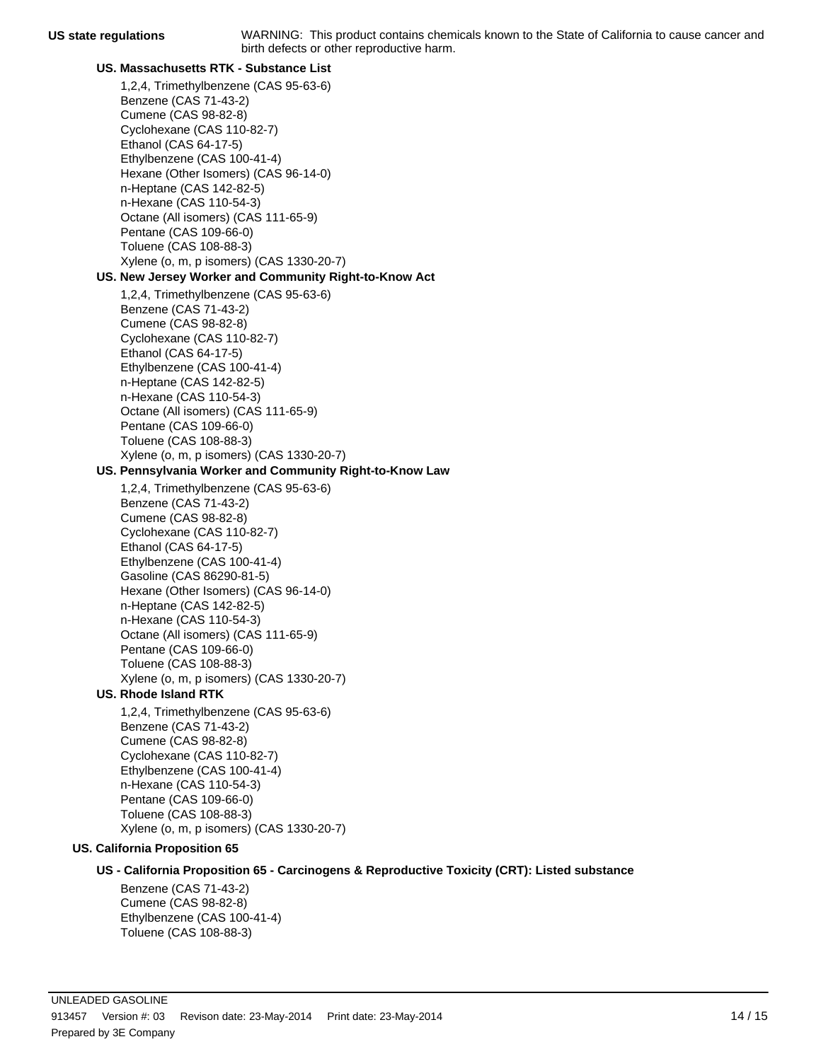**US state regulations** WARNING: This product contains chemicals known to the State of California to cause cancer and birth defects or other reproductive harm.

**US. Massachusetts RTK - Substance List**

1,2,4, Trimethylbenzene (CAS 95-63-6)
Benzene (CAS 71-43-2)
Cumene (CAS 98-82-8)
Cyclohexane (CAS 110-82-7)
Ethanol (CAS 64-17-5)
Ethylbenzene (CAS 100-41-4)
Hexane (Other Isomers) (CAS 96-14-0)
n-Heptane (CAS 142-82-5)
n-Hexane (CAS 110-54-3)
Octane (All isomers) (CAS 111-65-9)
Pentane (CAS 109-66-0)
Toluene (CAS 108-88-3)
Xylene (o, m, p isomers) (CAS 1330-20-7)

**US. New Jersey Worker and Community Right-to-Know Act**

1,2,4, Trimethylbenzene (CAS 95-63-6)
Benzene (CAS 71-43-2)
Cumene (CAS 98-82-8)
Cyclohexane (CAS 110-82-7)
Ethanol (CAS 64-17-5)
Ethylbenzene (CAS 100-41-4)
n-Heptane (CAS 142-82-5)
n-Hexane (CAS 110-54-3)
Octane (All isomers) (CAS 111-65-9)
Pentane (CAS 109-66-0)
Toluene (CAS 108-88-3)
Xylene (o, m, p isomers) (CAS 1330-20-7)

**US. Pennsylvania Worker and Community Right-to-Know Law**

1,2,4, Trimethylbenzene (CAS 95-63-6)
Benzene (CAS 71-43-2)
Cumene (CAS 98-82-8)
Cyclohexane (CAS 110-82-7)
Ethanol (CAS 64-17-5)
Ethylbenzene (CAS 100-41-4)
Gasoline (CAS 86290-81-5)
Hexane (Other Isomers) (CAS 96-14-0)
n-Heptane (CAS 142-82-5)
n-Hexane (CAS 110-54-3)
Octane (All isomers) (CAS 111-65-9)
Pentane (CAS 109-66-0)
Toluene (CAS 108-88-3)
Xylene (o, m, p isomers) (CAS 1330-20-7)

**US. Rhode Island RTK**

1,2,4, Trimethylbenzene (CAS 95-63-6)
Benzene (CAS 71-43-2)
Cumene (CAS 98-82-8)
Cyclohexane (CAS 110-82-7)
Ethylbenzene (CAS 100-41-4)
n-Hexane (CAS 110-54-3)
Pentane (CAS 109-66-0)
Toluene (CAS 108-88-3)
Xylene (o, m, p isomers) (CAS 1330-20-7)

**US. California Proposition 65**

**US - California Proposition 65 - Carcinogens & Reproductive Toxicity (CRT): Listed substance**

Benzene (CAS 71-43-2)
Cumene (CAS 98-82-8)
Ethylbenzene (CAS 100-41-4)
Toluene (CAS 108-88-3)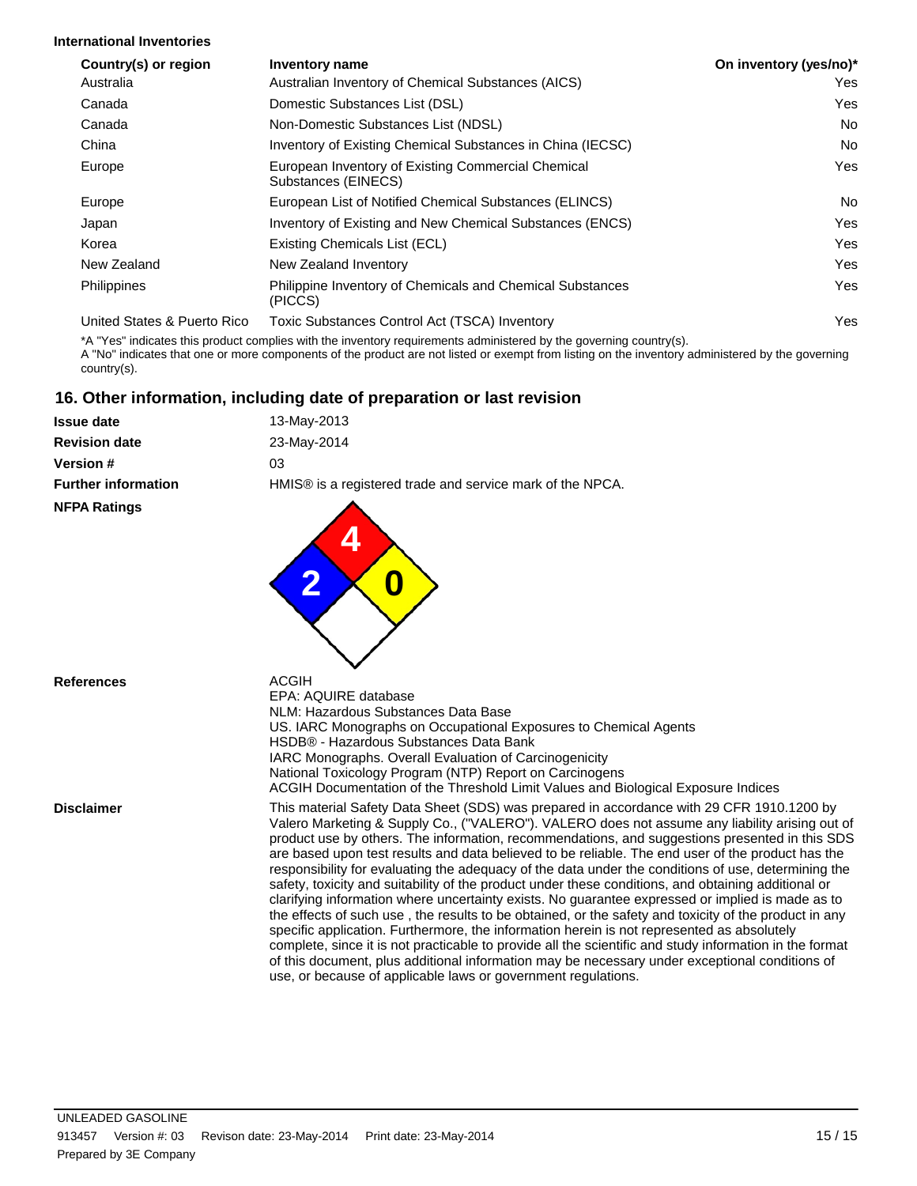**International Inventories**

| Country(s) or region | Inventory name | On inventory (yes/no)* |
|---|---|---|
| Australia | Australian Inventory of Chemical Substances (AICS) | Yes |
| Canada | Domestic Substances List (DSL) | Yes |
| Canada | Non-Domestic Substances List (NDSL) | No |
| China | Inventory of Existing Chemical Substances in China (IECSC) | No |
| Europe | European Inventory of Existing Commercial Chemical Substances (EINECS) | Yes |
| Europe | European List of Notified Chemical Substances (ELINCS) | No |
| Japan | Inventory of Existing and New Chemical Substances (ENCS) | Yes |
| Korea | Existing Chemicals List (ECL) | Yes |
| New Zealand | New Zealand Inventory | Yes |
| Philippines | Philippine Inventory of Chemicals and Chemical Substances (PICCS) | Yes |
| United States & Puerto Rico | Toxic Substances Control Act (TSCA) Inventory | Yes |

*A "Yes" indicates this product complies with the inventory requirements administered by the governing country(s).
A "No" indicates that one or more components of the product are not listed or exempt from listing on the inventory administered by the governing country(s).

## 16. Other information, including date of preparation or last revision

**Issue date** 13-May-2013

**Revision date** 23-May-2014

**Version #** 03

**Further information** HMIS® is a registered trade and service mark of the NPCA.

**NFPA Ratings**

4
2 0

**References**

ACGIH
EPA: AQUIRE database
NLM: Hazardous Substances Data Base
US. IARC Monographs on Occupational Exposures to Chemical Agents
HSDB® - Hazardous Substances Data Bank
IARC Monographs. Overall Evaluation of Carcinogenicity
National Toxicology Program (NTP) Report on Carcinogens
ACGIH Documentation of the Threshold Limit Values and Biological Exposure Indices

**Disclaimer**

This material Safety Data Sheet (SDS) was prepared in accordance with 29 CFR 1910.1200 by Valero Marketing & Supply Co., ("VALERO"). VALERO does not assume any liability arising out of product use by others. The information, recommendations, and suggestions presented in this SDS are based upon test results and data believed to be reliable. The end user of the product has the responsibility for evaluating the adequacy of the data under the conditions of use, determining the safety, toxicity and suitability of the product under these conditions, and obtaining additional or clarifying information where uncertainty exists. No guarantee expressed or implied is made as to the effects of such use , the results to be obtained, or the safety and toxicity of the product in any specific application. Furthermore, the information herein is not represented as absolutely complete, since it is not practicable to provide all the scientific and study information in the format of this document, plus additional information may be necessary under exceptional conditions of use, or because of applicable laws or government regulations.